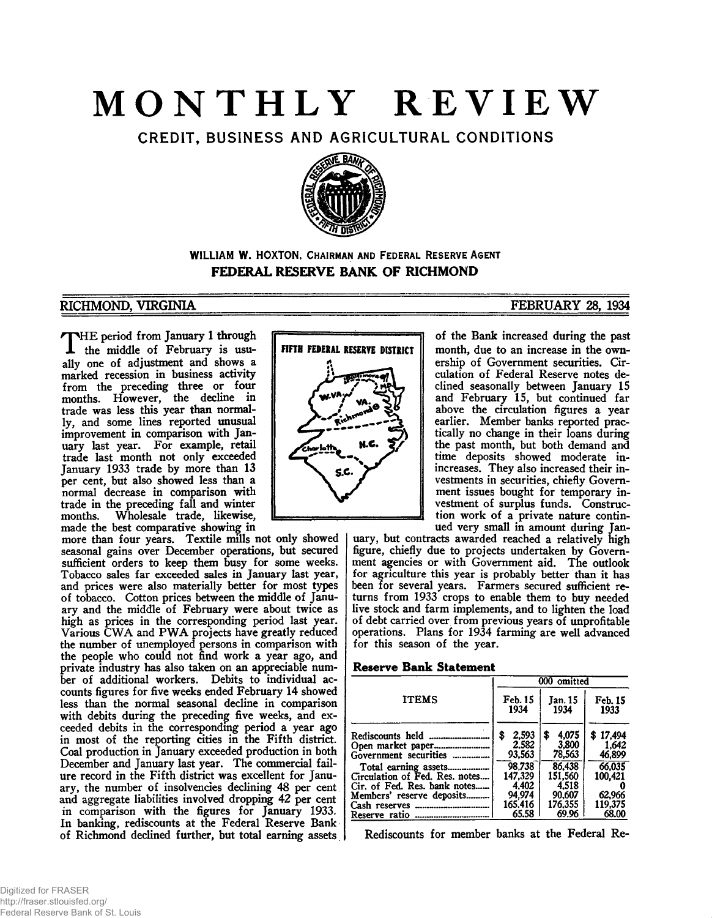// Monthly Review page transcription
# MONTHLY REVIEW

## CREDIT, BUSINESS AND AGRICULTURAL CONDITIONS

**WILLIAM W. HOXTON, CHAIRMAN AND FEDERAL RESERVE AGENT**

**FEDERAL RESERVE BANK OF RICHMOND**

RICHMOND, VIRGINIA — FEBRUARY 28, 1934

THE period from January 1 through the middle of February is usually one of adjustment and shows a marked recession in business activity from the preceding three or four months. However, the decline in trade was less this year than normally, and some lines reported unusual improvement in comparison with January last year. For example, retail trade last month not only exceeded January 1933 trade by more than 13 per cent, but also showed less than a normal decrease in comparison with trade in the preceding fall and winter months. Wholesale trade, likewise, made the best comparative showing in more than four years. Textile mills not only showed seasonal gains over December operations, but secured sufficient orders to keep them busy for some weeks. Tobacco sales far exceeded sales in January last year, and prices were also materially better for most types of tobacco. Cotton prices between the middle of January and the middle of February were about twice as high as prices in the corresponding period last year. Various CWA and PWA projects have greatly reduced the number of unemployed persons in comparison with the people who could not find work a year ago, and private industry has also taken on an appreciable number of additional workers. Debits to individual accounts figures for five weeks ended February 14 showed less than the normal seasonal decline in comparison with debits during the preceding five weeks, and exceeded debits in the corresponding period a year ago in most of the reporting cities in the Fifth district. Coal production in January exceeded production in both December and January last year. The commercial failure record in the Fifth district was excellent for January, the number of insolvencies declining 48 per cent and aggregate liabilities involved dropping 42 per cent in comparison with the figures for January 1933. In banking, rediscounts at the Federal Reserve Bank of Richmond declined further, but total earning assets of the Bank increased during the past month, due to an increase in the ownership of Government securities. Circulation of Federal Reserve notes declined seasonally between January 15 and February 15, but continued far above the circulation figures a year earlier. Member banks reported practically no change in their loans during the past month, but both demand and time deposits showed moderate increases. They also increased their investments in securities, chiefly Government issues bought for temporary investment of surplus funds. Construction work of a private nature continued very small in amount during January, but contracts awarded reached a relatively high figure, chiefly due to projects undertaken by Government agencies or with Government aid. The outlook for agriculture this year is probably better than it has been for several years. Farmers secured sufficient returns from 1933 crops to enable them to buy needed live stock and farm implements, and to lighten the load of debt carried over from previous years of unprofitable operations. Plans for 1934 farming are well advanced for this season of the year.

### Reserve Bank Statement

| ITEMS | Feb. 15 1934 | Jan. 15 1934 | Feb. 15 1933 |
|---|---|---|---|
| | 000 omitted | | |
| Rediscounts held | $ 2,593 | $ 4,075 | $ 17,494 |
| Open market paper | 2,582 | 3,800 | 1,642 |
| Government securities | 93,563 | 78,563 | 46,899 |
| Total earning assets | 98,738 | 86,438 | 66,035 |
| Circulation of Fed. Res. notes | 147,329 | 151,560 | 100,421 |
| Cir. of Fed. Res. bank notes | 4,402 | 4,518 | 0 |
| Members' reserve deposits | 94,974 | 90,607 | 62,966 |
| Cash reserves | 165,416 | 176,355 | 119,375 |
| Reserve ratio | 65.58 | 69.96 | 68.00 |

Rediscounts for member banks at the Federal Re-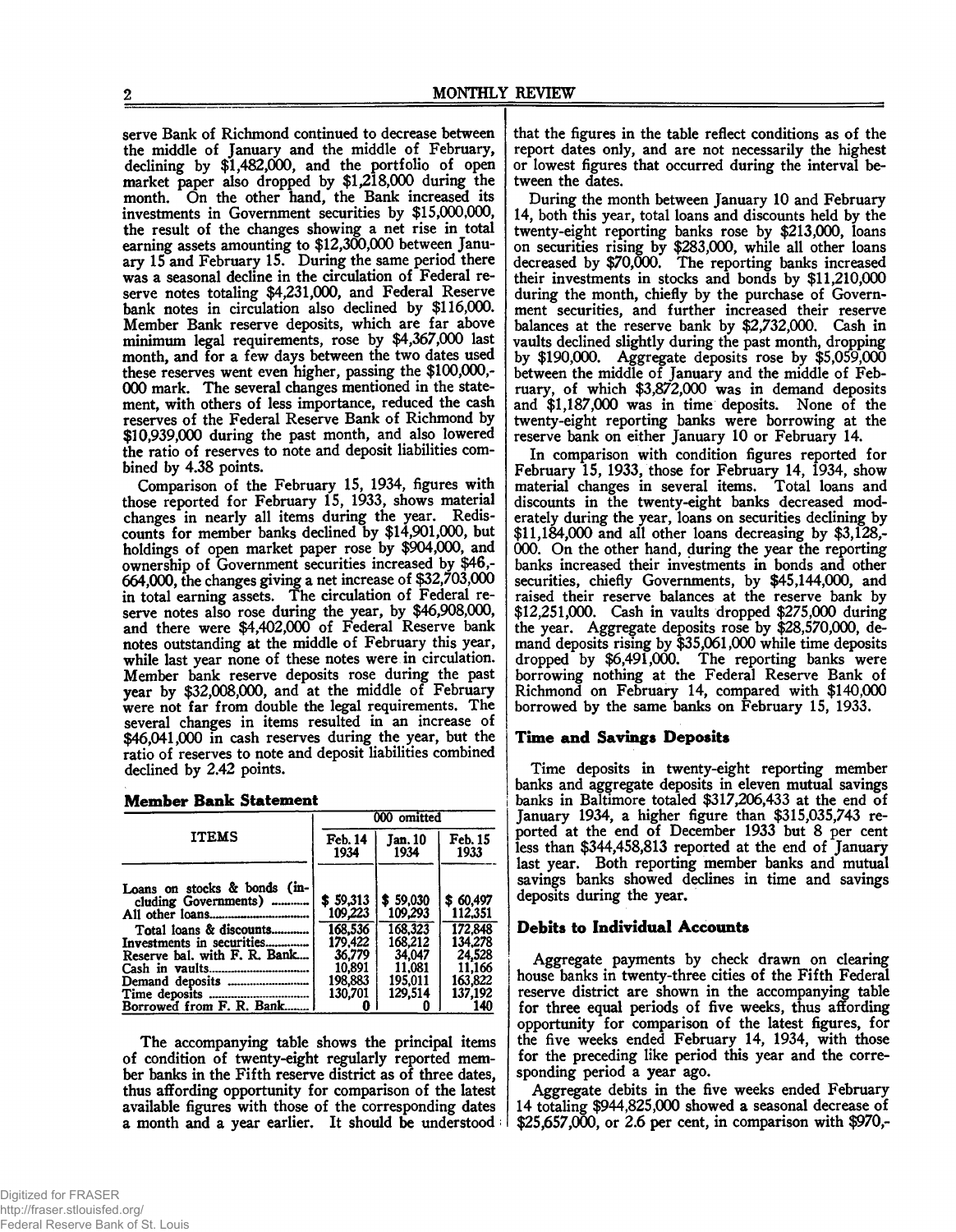serve Bank of Richmond continued to decrease between the middle of January and the middle of February, declining by $1,482,000, and the portfolio of open market paper also dropped by $1,218,000 during the month. On the other hand, the Bank increased its investments in Government securities by $15,000,000, the result of the changes showing a net rise in total earning assets amounting to $12,300,000 between January 15 and February 15. During the same period there was a seasonal decline in the circulation of Federal reserve notes totaling $4,231,000, and Federal Reserve bank notes in circulation also declined by $116,000. Member Bank reserve deposits, which are far above minimum legal requirements, rose by $4,367,000 last month, and for a few days between the two dates used these reserves went even higher, passing the $100,000,000 mark. The several changes mentioned in the statement, with others of less importance, reduced the cash reserves of the Federal Reserve Bank of Richmond by $10,939,000 during the past month, and also lowered the ratio of reserves to note and deposit liabilities combined by 4.38 points.

Comparison of the February 15, 1934, figures with those reported for February 15, 1933, shows material changes in nearly all items during the year. Rediscounts for member banks declined by $14,901,000, but holdings of open market paper rose by $904,000, and ownership of Government securities increased by $46,664,000, the changes giving a net increase of $32,703,000 in total earning assets. The circulation of Federal reserve notes also rose during the year, by $46,908,000, and there were $4,402,000 of Federal Reserve bank notes outstanding at the middle of February this year, while last year none of these notes were in circulation. Member bank reserve deposits rose during the past year by $32,008,000, and at the middle of February were not far from double the legal requirements. The several changes in items resulted in an increase of $46,041,000 in cash reserves during the year, but the ratio of reserves to note and deposit liabilities combined declined by 2.42 points.

### Member Bank Statement

| ITEMS | 000 omitted | | |
|---|---|---|---|
| | Feb. 14 1934 | Jan. 10 1934 | Feb. 15 1933 |
| Loans on stocks & bonds (including Governments) | $ 59,313 | $ 59,030 | $ 60,497 |
| All other loans | 109,223 | 109,293 | 112,351 |
| Total loans & discounts | 168,536 | 168,323 | 172,848 |
| Investments in securities | 179,422 | 168,212 | 134,278 |
| Reserve bal. with F. R. Bank | 36,779 | 34,047 | 24,528 |
| Cash in vaults | 10,891 | 11,081 | 11,166 |
| Demand deposits | 198,883 | 195,011 | 163,822 |
| Time deposits | 130,701 | 129,514 | 137,192 |
| Borrowed from F. R. Bank | 0 | 0 | 140 |

The accompanying table shows the principal items of condition of twenty-eight regularly reported member banks in the Fifth reserve district as of three dates, thus affording opportunity for comparison of the latest available figures with those of the corresponding dates a month and a year earlier. It should be understood that the figures in the table reflect conditions as of the report dates only, and are not necessarily the highest or lowest figures that occurred during the interval between the dates.

During the month between January 10 and February 14, both this year, total loans and discounts held by the twenty-eight reporting banks rose by $213,000, loans on securities rising by $283,000, while all other loans decreased by $70,000. The reporting banks increased their investments in stocks and bonds by $11,210,000 during the month, chiefly by the purchase of Government securities, and further increased their reserve balances at the reserve bank by $2,732,000. Cash in vaults declined slightly during the past month, dropping by $190,000. Aggregate deposits rose by $5,059,000 between the middle of January and the middle of February, of which $3,872,000 was in demand deposits and $1,187,000 was in time deposits. None of the twenty-eight reporting banks were borrowing at the reserve bank on either January 10 or February 14.

In comparison with condition figures reported for February 15, 1933, those for February 14, 1934, show material changes in several items. Total loans and discounts in the twenty-eight banks decreased moderately during the year, loans on securities declining by $11,184,000 and all other loans decreasing by $3,128,000. On the other hand, during the year the reporting banks increased their investments in bonds and other securities, chiefly Governments, by $45,144,000, and raised their reserve balances at the reserve bank by $12,251,000. Cash in vaults dropped $275,000 during the year. Aggregate deposits rose by $28,570,000, demand deposits rising by $35,061,000 while time deposits dropped by $6,491,000. The reporting banks were borrowing nothing at the Federal Reserve Bank of Richmond on February 14, compared with $140,000 borrowed by the same banks on February 15, 1933.

### Time and Savings Deposits

Time deposits in twenty-eight reporting member banks and aggregate deposits in eleven mutual savings banks in Baltimore totaled $317,206,433 at the end of January 1934, a higher figure than $315,035,743 reported at the end of December 1933 but 8 per cent less than $344,458,813 reported at the end of January last year. Both reporting member banks and mutual savings banks showed declines in time and savings deposits during the year.

### Debits to Individual Accounts

Aggregate payments by check drawn on clearing house banks in twenty-three cities of the Fifth Federal reserve district are shown in the accompanying table for three equal periods of five weeks, thus affording opportunity for comparison of the latest figures, for the five weeks ended February 14, 1934, with those for the preceding like period this year and the corresponding period a year ago.

Aggregate debits in the five weeks ended February 14 totaling $944,825,000 showed a seasonal decrease of $25,657,000, or 2.6 per cent, in comparison with $970,-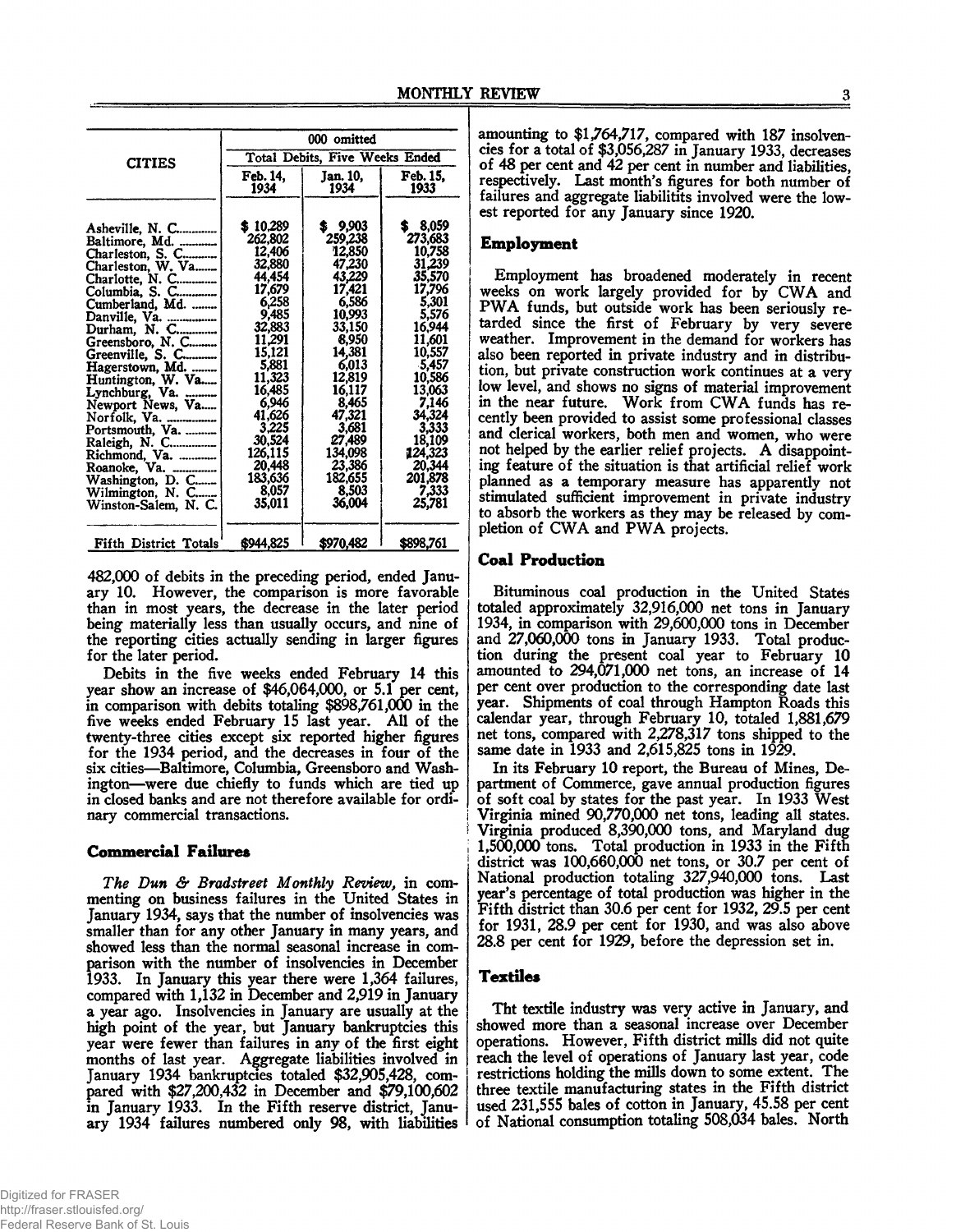| CITIES | 000 omitted | | |
|---|---|---|---|
| | Total Debits, Five Weeks Ended | | |
| | Feb. 14, 1934 | Jan. 10, 1934 | Feb. 15, 1933 |
| Asheville, N. C. | $ 10,289 | $ 9,903 | $ 8,059 |
| Baltimore, Md. | 262,802 | 259,238 | 273,683 |
| Charleston, S. C. | 12,406 | 12,850 | 10,758 |
| Charleston, W. Va. | 32,880 | 47,230 | 31,239 |
| Charlotte, N. C. | 44,454 | 43,229 | 35,570 |
| Columbia, S. C. | 17,679 | 17,421 | 17,796 |
| Cumberland, Md. | 6,258 | 6,586 | 5,301 |
| Danville, Va. | 9,485 | 10,993 | 5,576 |
| Durham, N. C. | 32,883 | 33,150 | 16,944 |
| Greensboro, N. C. | 11,291 | 8,950 | 11,601 |
| Greenville, S. C. | 15,121 | 14,381 | 10,557 |
| Hagerstown, Md. | 5,881 | 6,013 | 5,457 |
| Huntington, W. Va. | 11,323 | 12,819 | 10,586 |
| Lynchburg, Va. | 16,485 | 16,117 | 13,063 |
| Newport News, Va. | 6,946 | 8,465 | 7,146 |
| Norfolk, Va. | 41,626 | 47,321 | 34,324 |
| Portsmouth, Va. | 3,225 | 3,681 | 3,333 |
| Raleigh, N. C. | 30,524 | 27,489 | 18,109 |
| Richmond, Va. | 126,115 | 134,098 | 124,323 |
| Roanoke, Va. | 20,448 | 23,386 | 20,344 |
| Washington, D. C. | 183,636 | 182,655 | 201,878 |
| Wilmington, N. C. | 8,057 | 8,503 | 7,333 |
| Winston-Salem, N. C. | 35,011 | 36,004 | 25,781 |
| Fifth District Totals | $944,825 | $970,482 | $898,761 |

482,000 of debits in the preceding period, ended January 10. However, the comparison is more favorable than in most years, the decrease in the later period being materially less than usually occurs, and nine of the reporting cities actually sending in larger figures for the later period.

Debits in the five weeks ended February 14 this year show an increase of $46,064,000, or 5.1 per cent, in comparison with debits totaling $898,761,000 in the five weeks ended February 15 last year. All of the twenty-three cities except six reported higher figures for the 1934 period, and the decreases in four of the six cities—Baltimore, Columbia, Greensboro and Washington—were due chiefly to funds which are tied up in closed banks and are not therefore available for ordinary commercial transactions.

## Commercial Failures

*The Dun & Bradstreet Monthly Review*, in commenting on business failures in the United States in January 1934, says that the number of insolvencies was smaller than for any other January in many years, and showed less than the normal seasonal increase in comparison with the number of insolvencies in December 1933. In January this year there were 1,364 failures, compared with 1,132 in December and 2,919 in January a year ago. Insolvencies in January are usually at the high point of the year, but January bankruptcies this year were fewer than failures in any of the first eight months of last year. Aggregate liabilities involved in January 1934 bankruptcies totaled $32,905,428, compared with $27,200,432 in December and $79,100,602 in January 1933. In the Fifth reserve district, January 1934 failures numbered only 98, with liabilities amounting to $1,764,717, compared with 187 insolvencies for a total of $3,056,287 in January 1933, decreases of 48 per cent and 42 per cent in number and liabilities, respectively. Last month's figures for both number of failures and aggregate liabilitits involved were the lowest reported for any January since 1920.

## Employment

Employment has broadened moderately in recent weeks on work largely provided for by CWA and PWA funds, but outside work has been seriously retarded since the first of February by very severe weather. Improvement in the demand for workers has also been reported in private industry and in distribution, but private construction work continues at a very low level, and shows no signs of material improvement in the near future. Work from CWA funds has recently been provided to assist some professional classes and clerical workers, both men and women, who were not helped by the earlier relief projects. A disappointing feature of the situation is that artificial relief work planned as a temporary measure has apparently not stimulated sufficient improvement in private industry to absorb the workers as they may be released by completion of CWA and PWA projects.

## Coal Production

Bituminous coal production in the United States totaled approximately 32,916,000 net tons in January 1934, in comparison with 29,600,000 tons in December and 27,060,000 tons in January 1933. Total production during the present coal year to February 10 amounted to 294,071,000 net tons, an increase of 14 per cent over production to the corresponding date last year. Shipments of coal through Hampton Roads this calendar year, through February 10, totaled 1,881,679 net tons, compared with 2,278,317 tons shipped to the same date in 1933 and 2,615,825 tons in 1929.

In its February 10 report, the Bureau of Mines, Department of Commerce, gave annual production figures of soft coal by states for the past year. In 1933 West Virginia mined 90,770,000 net tons, leading all states. Virginia produced 8,390,000 tons, and Maryland dug 1,500,000 tons. Total production in 1933 in the Fifth district was 100,660,000 net tons, or 30.7 per cent of National production totaling 327,940,000 tons. Last year's percentage of total production was higher in the Fifth district than 30.6 per cent for 1932, 29.5 per cent for 1931, 28.9 per cent for 1930, and was also above 28.8 per cent for 1929, before the depression set in.

## Textiles

Tht textile industry was very active in January, and showed more than a seasonal increase over December operations. However, Fifth district mills did not quite reach the level of operations of January last year, code restrictions holding the mills down to some extent. The three textile manufacturing states in the Fifth district used 231,555 bales of cotton in January, 45.58 per cent of National consumption totaling 508,034 bales. North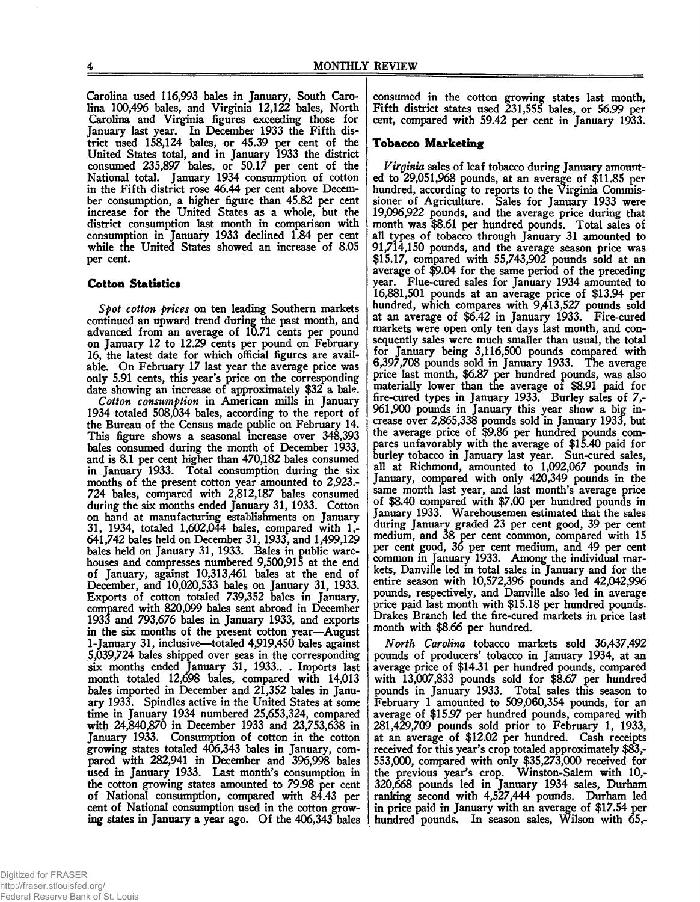Carolina used 116,993 bales in January, South Carolina 100,496 bales, and Virginia 12,122 bales, North Carolina and Virginia figures exceeding those for January last year. In December 1933 the Fifth district used 158,124 bales, or 45.39 per cent of the United States total, and in January 1933 the district consumed 235,897 bales, or 50.17 per cent of the National total. January 1934 consumption of cotton in the Fifth district rose 46.44 per cent above December consumption, a higher figure than 45.82 per cent increase for the United States as a whole, but the district consumption last month in comparison with consumption in January 1933 declined 1.84 per cent while the United States showed an increase of 8.05 per cent.

### Cotton Statistics

*Spot cotton prices* on ten leading Southern markets continued an upward trend during the past month, and advanced from an average of 10.71 cents per pound on January 12 to 12.29 cents per pound on February 16, the latest date for which official figures are available. On February 17 last year the average price was only 5.91 cents, this year's price on the corresponding date showing an increase of approximately $32 a bale.

*Cotton consumption* in American mills in January 1934 totaled 508,034 bales, according to the report of the Bureau of the Census made public on February 14. This figure shows a seasonal increase over 348,393 bales consumed during the month of December 1933, and is 8.1 per cent higher than 470,182 bales consumed in January 1933. Total consumption during the six months of the present cotton year amounted to 2,923,724 bales, compared with 2,812,187 bales consumed during the six months ended January 31, 1933. Cotton on hand at manufacturing establishments on January 31, 1934, totaled 1,602,044 bales, compared with 1,641,742 bales held on December 31, 1933, and 1,499,129 bales held on January 31, 1933. Bales in public warehouses and compresses numbered 9,500,915 at the end of January, against 10,313,461 bales at the end of December, and 10,020,533 bales on January 31, 1933. Exports of cotton totaled 739,352 bales in January, compared with 820,099 bales sent abroad in December 1933 and 793,676 bales in January 1933, and exports in the six months of the present cotton year—August 1-January 31, inclusive—totaled 4,919,450 bales against 5,039,724 bales shipped over seas in the corresponding six months ended January 31, 1933.. . Imports last month totaled 12,698 bales, compared with 14,013 bales imported in December and 21,352 bales in January 1933. Spindles active in the United States at some time in January 1934 numbered 25,653,324, compared with 24,840,870 in December 1933 and 23,753,638 in January 1933. Consumption of cotton in the cotton growing states totaled 406,343 bales in January, compared with 282,941 in December and 396,998 bales used in January 1933. Last month's consumption in the cotton growing states amounted to 79.98 per cent of National consumption, compared with 84.43 per cent of National consumption used in the cotton growing states in January a year ago. Of the 406,343 bales consumed in the cotton growing states last month, Fifth district states used 231,555 bales, or 56.99 per cent, compared with 59.42 per cent in January 1933.

### Tobacco Marketing

*Virginia* sales of leaf tobacco during January amounted to 29,051,968 pounds, at an average of $11.85 per hundred, according to reports to the Virginia Commissioner of Agriculture. Sales for January 1933 were 19,096,922 pounds, and the average price during that month was $8.61 per hundred pounds. Total sales of all types of tobacco through January 31 amounted to 91,714,150 pounds, and the average season price was $15.17, compared with 55,743,902 pounds sold at an average of $9.04 for the same period of the preceding year. Flue-cured sales for January 1934 amounted to 16,881,501 pounds at an average price of $13.94 per hundred, which compares with 9,413,527 pounds sold at an average of $6.42 in January 1933. Fire-cured markets were open only ten days last month, and consequently sales were much smaller than usual, the total for January being 3,116,500 pounds compared with 6,397,708 pounds sold in January 1933. The average price last month, $6.87 per hundred pounds, was also materially lower than the average of $8.91 paid for fire-cured types in January 1933. Burley sales of 7,961,900 pounds in January this year show a big increase over 2,865,338 pounds sold in January 1933, but the average price of $9.86 per hundred pounds compares unfavorably with the average of $15.40 paid for burley tobacco in January last year. Sun-cured sales, all at Richmond, amounted to 1,092,067 pounds in January, compared with only 420,349 pounds in the same month last year, and last month's average price of $8.40 compared with $7.00 per hundred pounds in January 1933. Warehousemen estimated that the sales during January graded 23 per cent good, 39 per cent medium, and 38 per cent common, compared with 15 per cent good, 36 per cent medium, and 49 per cent common in January 1933. Among the individual markets, Danville led in total sales in January and for the entire season with 10,572,396 pounds and 42,042,996 pounds, respectively, and Danville also led in average price paid last month with $15.18 per hundred pounds. Drakes Branch led the fire-cured markets in price last month with $8.66 per hundred.

*North Carolina* tobacco markets sold 36,437,492 pounds of producers' tobacco in January 1934, at an average price of $14.31 per hundred pounds, compared with 13,007,833 pounds sold for $8.67 per hundred pounds in January 1933. Total sales this season to February 1 amounted to 509,060,354 pounds, for an average of $15.97 per hundred pounds, compared with 281,429,709 pounds sold prior to February 1, 1933, at an average of $12.02 per hundred. Cash receipts received for this year's crop totaled approximately $83,553,000, compared with only $35,273,000 received for the previous year's crop. Winston-Salem with 10,320,668 pounds led in January 1934 sales, Durham ranking second with 4,527,444 pounds. Durham led in price paid in January with an average of $17.54 per hundred pounds. In season sales, Wilson with 65,-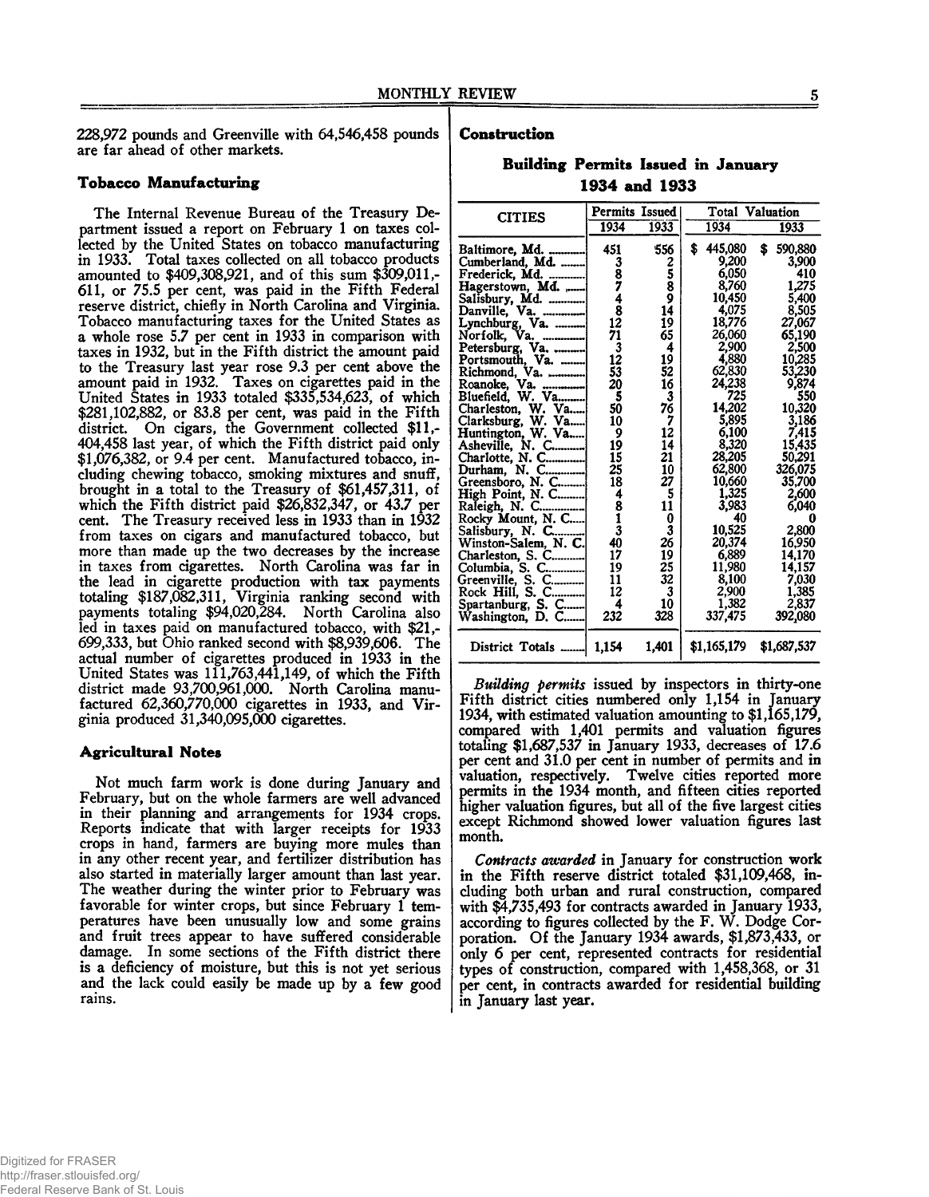228,972 pounds and Greenville with 64,546,458 pounds are far ahead of other markets.

### Tobacco Manufacturing

The Internal Revenue Bureau of the Treasury Department issued a report on February 1 on taxes collected by the United States on tobacco manufacturing in 1933. Total taxes collected on all tobacco products amounted to $409,308,921, and of this sum $309,011,611, or 75.5 per cent, was paid in the Fifth Federal reserve district, chiefly in North Carolina and Virginia. Tobacco manufacturing taxes for the United States as a whole rose 5.7 per cent in 1933 in comparison with taxes in 1932, but in the Fifth district the amount paid to the Treasury last year rose 9.3 per cent above the amount paid in 1932. Taxes on cigarettes paid in the United States in 1933 totaled $335,534,623, of which $281,102,882, or 83.8 per cent, was paid in the Fifth district. On cigars, the Government collected $11,404,458 last year, of which the Fifth district paid only $1,076,382, or 9.4 per cent. Manufactured tobacco, including chewing tobacco, smoking mixtures and snuff, brought in a total to the Treasury of $61,457,311, of which the Fifth district paid $26,832,347, or 43.7 per cent. The Treasury received less in 1933 than in 1932 from taxes on cigars and manufactured tobacco, but more than made up the two decreases by the increase in taxes from cigarettes. North Carolina was far in the lead in cigarette production with tax payments totaling $187,082,311, Virginia ranking second with payments totaling $94,020,284. North Carolina also led in taxes paid on manufactured tobacco, with $21,699,333, but Ohio ranked second with $8,939,606. The actual number of cigarettes produced in 1933 in the United States was 111,763,441,149, of which the Fifth district made 93,700,961,000. North Carolina manufactured 62,360,770,000 cigarettes in 1933, and Virginia produced 31,340,095,000 cigarettes.

### Agricultural Notes

Not much farm work is done during January and February, but on the whole farmers are well advanced in their planning and arrangements for 1934 crops. Reports indicate that with larger receipts for 1933 crops in hand, farmers are buying more mules than in any other recent year, and fertilizer distribution has also started in materially larger amount than last year. The weather during the winter prior to February was favorable for winter crops, but since February 1 temperatures have been unusually low and some grains and fruit trees appear to have suffered considerable damage. In some sections of the Fifth district there is a deficiency of moisture, but this is not yet serious and the lack could easily be made up by a few good rains.

### Construction

**Building Permits Issued in January 1934 and 1933**

| CITIES | Permits Issued | | Total Valuation | |
|---|---|---|---|---|
| | 1934 | 1933 | 1934 | 1933 |
| Baltimore, Md. | 451 | 556 | $ 445,080 | $ 590,880 |
| Cumberland, Md. | 3 | 2 | 9,200 | 3,900 |
| Frederick, Md. | 8 | 5 | 6,050 | 410 |
| Hagerstown, Md. | 7 | 8 | 8,760 | 1,275 |
| Salisbury, Md. | 4 | 9 | 10,450 | 5,400 |
| Danville, Va. | 8 | 14 | 4,075 | 8,505 |
| Lynchburg, Va. | 12 | 19 | 18,776 | 27,067 |
| Norfolk, Va. | 71 | 65 | 26,060 | 65,190 |
| Petersburg, Va. | 3 | 4 | 2,900 | 2,500 |
| Portsmouth, Va. | 12 | 19 | 4,880 | 10,285 |
| Richmond, Va. | 53 | 52 | 62,830 | 53,230 |
| Roanoke, Va. | 20 | 16 | 24,238 | 9,874 |
| Bluefield, W. Va. | 5 | 3 | 725 | 550 |
| Charleston, W. Va. | 50 | 76 | 14,202 | 10,320 |
| Clarksburg, W. Va. | 10 | 7 | 5,895 | 3,186 |
| Huntington, W. Va. | 9 | 12 | 6,100 | 7,415 |
| Asheville, N. C. | 19 | 14 | 8,320 | 15,435 |
| Charlotte, N. C. | 15 | 21 | 28,205 | 50,291 |
| Durham, N. C. | 25 | 10 | 62,800 | 326,075 |
| Greensboro, N. C. | 18 | 27 | 10,660 | 35,700 |
| High Point, N. C. | 4 | 5 | 1,325 | 2,600 |
| Raleigh, N. C. | 8 | 11 | 3,983 | 6,040 |
| Rocky Mount, N. C. | 1 | 0 | 40 | 0 |
| Salisbury, N. C. | 3 | 3 | 10,525 | 2,800 |
| Winston-Salem, N. C. | 40 | 26 | 20,374 | 16,950 |
| Charleston, S. C. | 17 | 19 | 6,889 | 14,170 |
| Columbia, S. C. | 19 | 25 | 11,980 | 14,157 |
| Greenville, S. C. | 11 | 32 | 8,100 | 7,030 |
| Rock Hill, S. C. | 12 | 3 | 2,900 | 1,385 |
| Spartanburg, S. C. | 4 | 10 | 1,382 | 2,837 |
| Washington, D. C. | 232 | 328 | 337,475 | 392,080 |
| District Totals | 1,154 | 1,401 | $1,165,179 | $1,687,537 |

*Building permits* issued by inspectors in thirty-one Fifth district cities numbered only 1,154 in January 1934, with estimated valuation amounting to $1,165,179, compared with 1,401 permits and valuation figures totaling $1,687,537 in January 1933, decreases of 17.6 per cent and 31.0 per cent in number of permits and in valuation, respectively. Twelve cities reported more permits in the 1934 month, and fifteen cities reported higher valuation figures, but all of the five largest cities except Richmond showed lower valuation figures last month.

*Contracts awarded* in January for construction work in the Fifth reserve district totaled $31,109,468, including both urban and rural construction, compared with $4,735,493 for contracts awarded in January 1933, according to figures collected by the F. W. Dodge Corporation. Of the January 1934 awards, $1,873,433, or only 6 per cent, represented contracts for residential types of construction, compared with 1,458,368, or 31 per cent, in contracts awarded for residential building in January last year.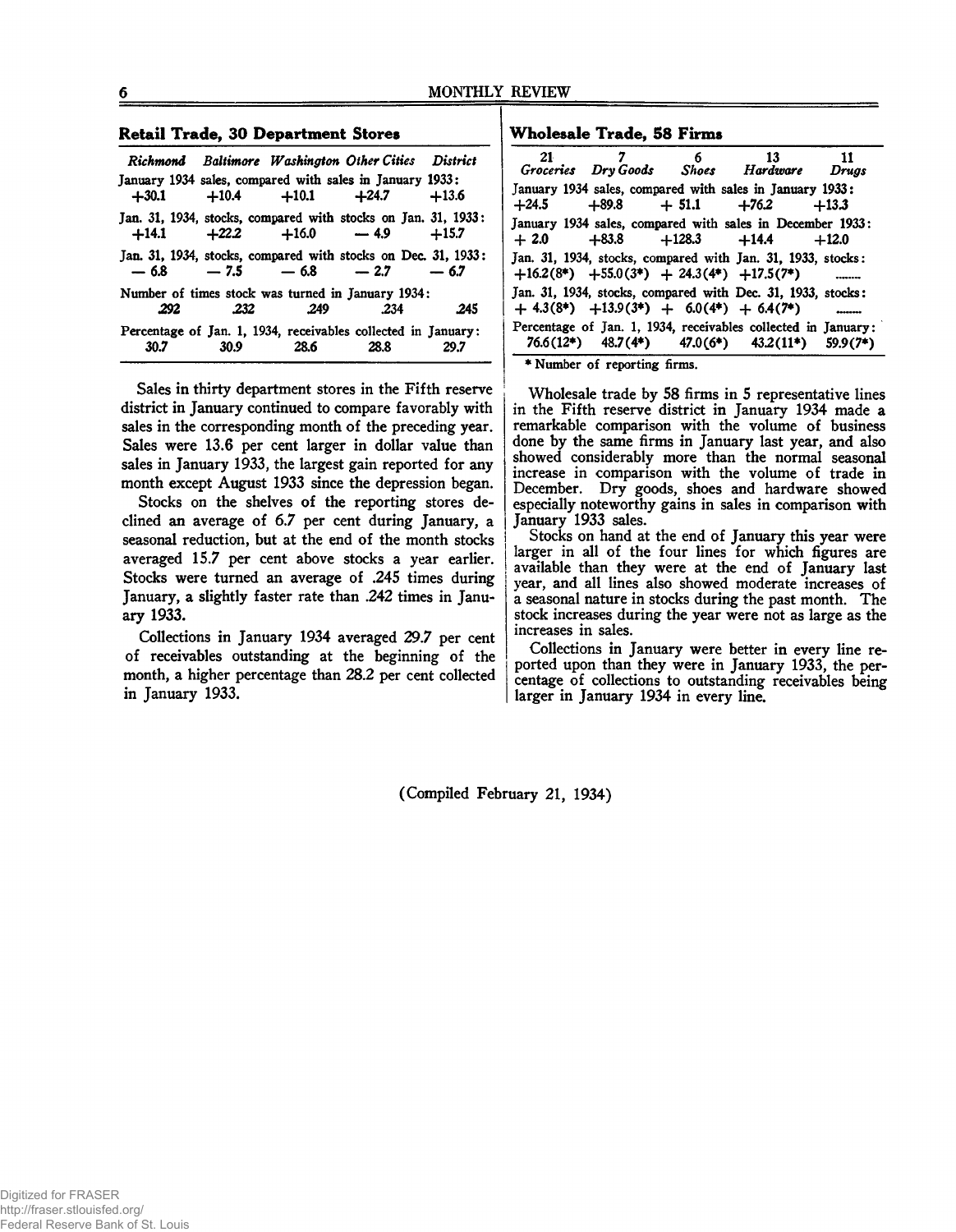## Retail Trade, 30 Department Stores

| | Richmond | Baltimore | Washington | Other Cities | District |
|---|---|---|---|---|---|
| January 1934 sales, compared with sales in January 1933: | +30.1 | +10.4 | +10.1 | +24.7 | +13.6 |
| Jan. 31, 1934, stocks, compared with stocks on Jan. 31, 1933: | +14.1 | +22.2 | +16.0 | — 4.9 | +15.7 |
| Jan. 31, 1934, stocks, compared with stocks on Dec. 31, 1933: | — 6.8 | — 7.5 | — 6.8 | — 2.7 | — 6.7 |
| Number of times stock was turned in January 1934: | .292 | .232 | .249 | .234 | .245 |
| Percentage of Jan. 1, 1934, receivables collected in January: | 30.7 | 30.9 | 28.6 | 28.8 | 29.7 |

Sales in thirty department stores in the Fifth reserve district in January continued to compare favorably with sales in the corresponding month of the preceding year. Sales were 13.6 per cent larger in dollar value than sales in January 1933, the largest gain reported for any month except August 1933 since the depression began.

Stocks on the shelves of the reporting stores declined an average of 6.7 per cent during January, a seasonal reduction, but at the end of the month stocks averaged 15.7 per cent above stocks a year earlier. Stocks were turned an average of .245 times during January, a slightly faster rate than .242 times in January 1933.

Collections in January 1934 averaged 29.7 per cent of receivables outstanding at the beginning of the month, a higher percentage than 28.2 per cent collected in January 1933.

## Wholesale Trade, 58 Firms

| | 21 Groceries | 7 Dry Goods | 6 Shoes | 13 Hardware | 11 Drugs |
|---|---|---|---|---|---|
| January 1934 sales, compared with sales in January 1933: | +24.5 | +89.8 | + 51.1 | +76.2 | +13.3 |
| January 1934 sales, compared with sales in December 1933: | + 2.0 | +83.8 | +128.3 | +14.4 | +12.0 |
| Jan. 31, 1934, stocks, compared with Jan. 31, 1933, stocks: | +16.2(8*) | +55.0(3*) | + 24.3(4*) | +17.5(7*) | ....... |
| Jan. 31, 1934, stocks, compared with Dec. 31, 1933, stocks: | + 4.3(8*) | +13.9(3*) | + 6.0(4*) | + 6.4(7*) | ....... |
| Percentage of Jan. 1, 1934, receivables collected in January: | 76.6(12*) | 48.7(4*) | 47.0(6*) | 43.2(11*) | 59.9(7*) |

\* Number of reporting firms.

Wholesale trade by 58 firms in 5 representative lines in the Fifth reserve district in January 1934 made a remarkable comparison with the volume of business done by the same firms in January last year, and also showed considerably more than the normal seasonal increase in comparison with the volume of trade in December. Dry goods, shoes and hardware showed especially noteworthy gains in sales in comparison with January 1933 sales.

Stocks on hand at the end of January this year were larger in all of the four lines for which figures are available than they were at the end of January last year, and all lines also showed moderate increases of a seasonal nature in stocks during the past month. The stock increases during the year were not as large as the increases in sales.

Collections in January were better in every line reported upon than they were in January 1933, the percentage of collections to outstanding receivables being larger in January 1934 in every line.

(Compiled February 21, 1934)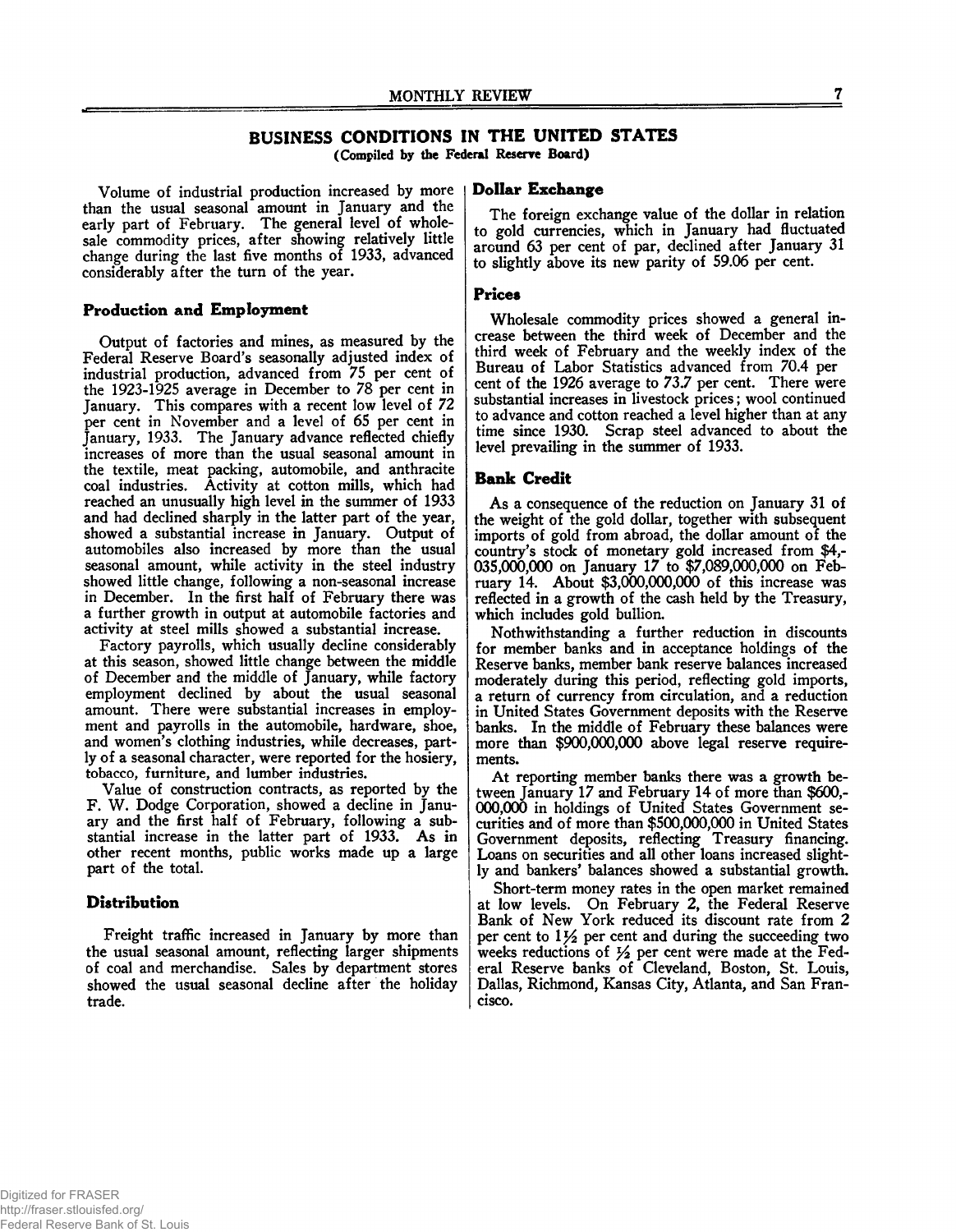# BUSINESS CONDITIONS IN THE UNITED STATES

(Compiled by the Federal Reserve Board)

Volume of industrial production increased by more than the usual seasonal amount in January and the early part of February. The general level of wholesale commodity prices, after showing relatively little change during the last five months of 1933, advanced considerably after the turn of the year.

## Production and Employment

Output of factories and mines, as measured by the Federal Reserve Board's seasonally adjusted index of industrial production, advanced from 75 per cent of the 1923-1925 average in December to 78 per cent in January. This compares with a recent low level of 72 per cent in November and a level of 65 per cent in January, 1933. The January advance reflected chiefly increases of more than the usual seasonal amount in the textile, meat packing, automobile, and anthracite coal industries. Activity at cotton mills, which had reached an unusually high level in the summer of 1933 and had declined sharply in the latter part of the year, showed a substantial increase in January. Output of automobiles also increased by more than the usual seasonal amount, while activity in the steel industry showed little change, following a non-seasonal increase in December. In the first half of February there was a further growth in output at automobile factories and activity at steel mills showed a substantial increase.

Factory payrolls, which usually decline considerably at this season, showed little change between the middle of December and the middle of January, while factory employment declined by about the usual seasonal amount. There were substantial increases in employment and payrolls in the automobile, hardware, shoe, and women's clothing industries, while decreases, partly of a seasonal character, were reported for the hosiery, tobacco, furniture, and lumber industries.

Value of construction contracts, as reported by the F. W. Dodge Corporation, showed a decline in January and the first half of February, following a substantial increase in the latter part of 1933. As in other recent months, public works made up a large part of the total.

## Distribution

Freight traffic increased in January by more than the usual seasonal amount, reflecting larger shipments of coal and merchandise. Sales by department stores showed the usual seasonal decline after the holiday trade.

## Dollar Exchange

The foreign exchange value of the dollar in relation to gold currencies, which in January had fluctuated around 63 per cent of par, declined after January 31 to slightly above its new parity of 59.06 per cent.

## Prices

Wholesale commodity prices showed a general increase between the third week of December and the third week of February and the weekly index of the Bureau of Labor Statistics advanced from 70.4 per cent of the 1926 average to 73.7 per cent. There were substantial increases in livestock prices; wool continued to advance and cotton reached a level higher than at any time since 1930. Scrap steel advanced to about the level prevailing in the summer of 1933.

## Bank Credit

As a consequence of the reduction on January 31 of the weight of the gold dollar, together with subsequent imports of gold from abroad, the dollar amount of the country's stock of monetary gold increased from $4,035,000,000 on January 17 to $7,089,000,000 on February 14. About $3,000,000,000 of this increase was reflected in a growth of the cash held by the Treasury, which includes gold bullion.

Nothwithstanding a further reduction in discounts for member banks and in acceptance holdings of the Reserve banks, member bank reserve balances increased moderately during this period, reflecting gold imports, a return of currency from circulation, and a reduction in United States Government deposits with the Reserve banks. In the middle of February these balances were more than $900,000,000 above legal reserve requirements.

At reporting member banks there was a growth between January 17 and February 14 of more than $600,000,000 in holdings of United States Government securities and of more than $500,000,000 in United States Government deposits, reflecting Treasury financing. Loans on securities and all other loans increased slightly and bankers' balances showed a substantial growth.

Short-term money rates in the open market remained at low levels. On February 2, the Federal Reserve Bank of New York reduced its discount rate from 2 per cent to 1½ per cent and during the succeeding two weeks reductions of ½ per cent were made at the Federal Reserve banks of Cleveland, Boston, St. Louis, Dallas, Richmond, Kansas City, Atlanta, and San Francisco.